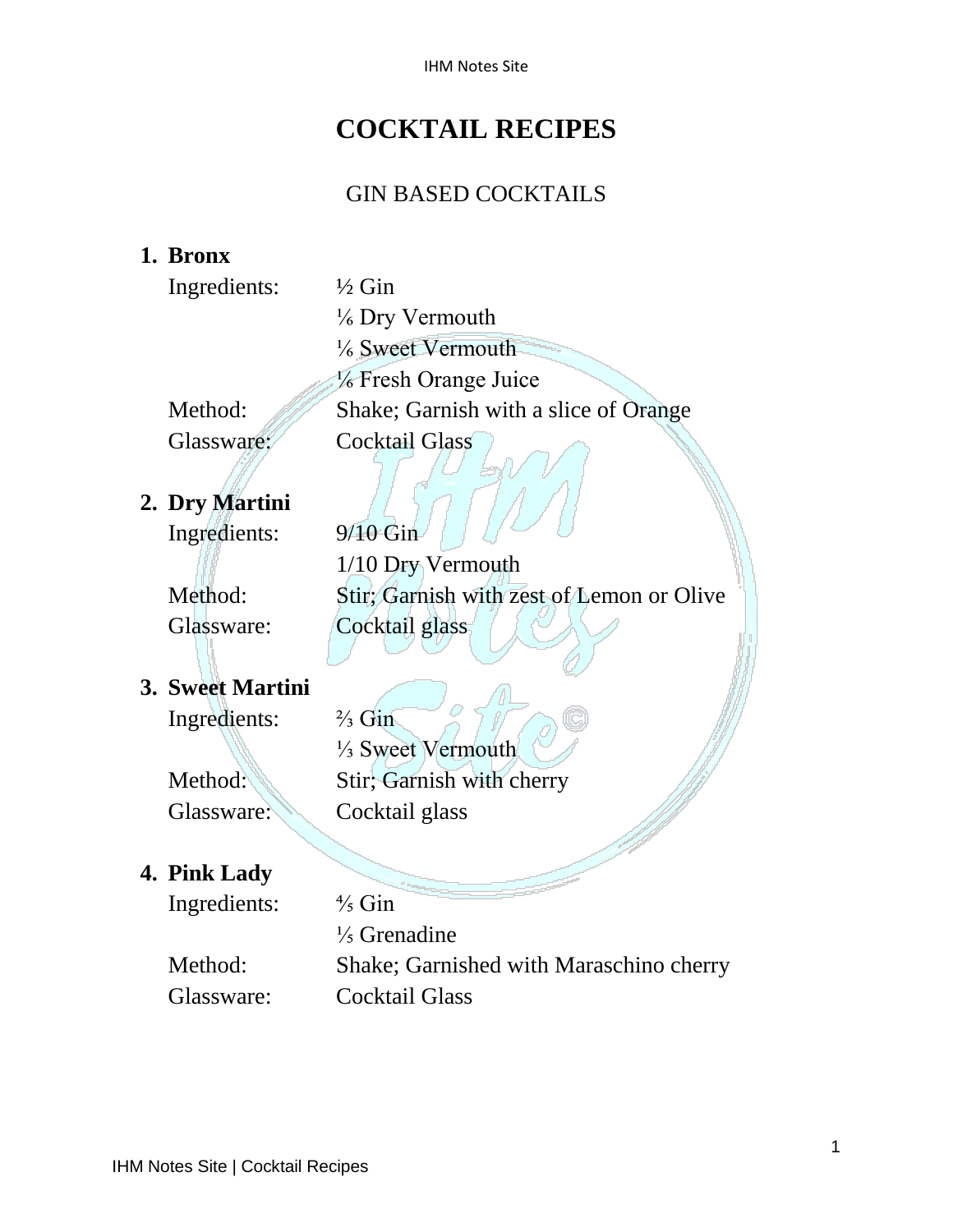# COCKTAIL RECIPES

## GIN BASED COCKTAILS

### 1. Bronx

| | |
|---|---|
| Ingredients: | ½ Gin |
| | ⅙ Dry Vermouth |
| | ⅙ Sweet Vermouth |
| | ⅙ Fresh Orange Juice |
| Method: | Shake; Garnish with a slice of Orange |
| Glassware: | Cocktail Glass |

### 2. Dry Martini

| | |
|---|---|
| Ingredients: | 9/10 Gin |
| | 1/10 Dry Vermouth |
| Method: | Stir; Garnish with zest of Lemon or Olive |
| Glassware: | Cocktail glass |

### 3. Sweet Martini

| | |
|---|---|
| Ingredients: | ⅔ Gin |
| | ⅓ Sweet Vermouth |
| Method: | Stir; Garnish with cherry |
| Glassware: | Cocktail glass |

### 4. Pink Lady

| | |
|---|---|
| Ingredients: | ⅘ Gin |
| | ⅕ Grenadine |
| Method: | Shake; Garnished with Maraschino cherry |
| Glassware: | Cocktail Glass |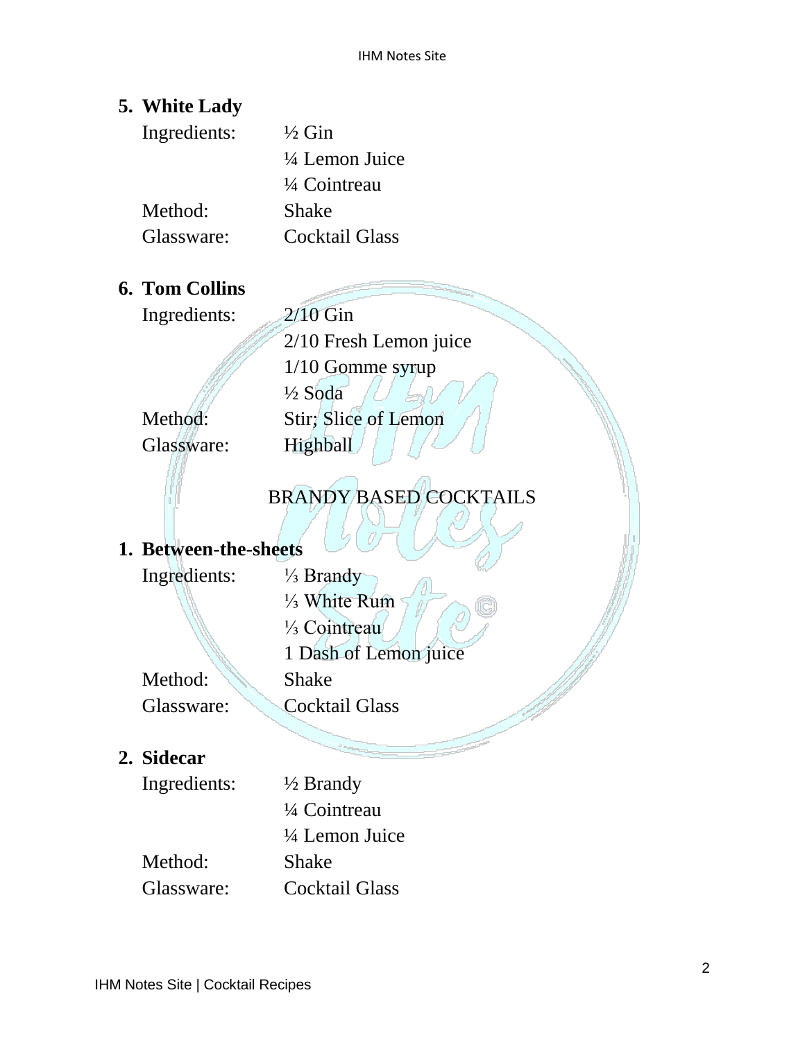5. **White Lady**

| | |
|---|---|
| Ingredients: | ½ Gin |
| | ¼ Lemon Juice |
| | ¼ Cointreau |
| Method: | Shake |
| Glassware: | Cocktail Glass |

6. **Tom Collins**

| | |
|---|---|
| Ingredients: | 2/10 Gin |
| | 2/10 Fresh Lemon juice |
| | 1/10 Gomme syrup |
| | ½ Soda |
| Method: | Stir; Slice of Lemon |
| Glassware: | Highball |

## BRANDY BASED COCKTAILS

1. **Between-the-sheets**

| | |
|---|---|
| Ingredients: | ⅓ Brandy |
| | ⅓ White Rum |
| | ⅓ Cointreau |
| | 1 Dash of Lemon juice |
| Method: | Shake |
| Glassware: | Cocktail Glass |

2. **Sidecar**

| | |
|---|---|
| Ingredients: | ½ Brandy |
| | ¼ Cointreau |
| | ¼ Lemon Juice |
| Method: | Shake |
| Glassware: | Cocktail Glass |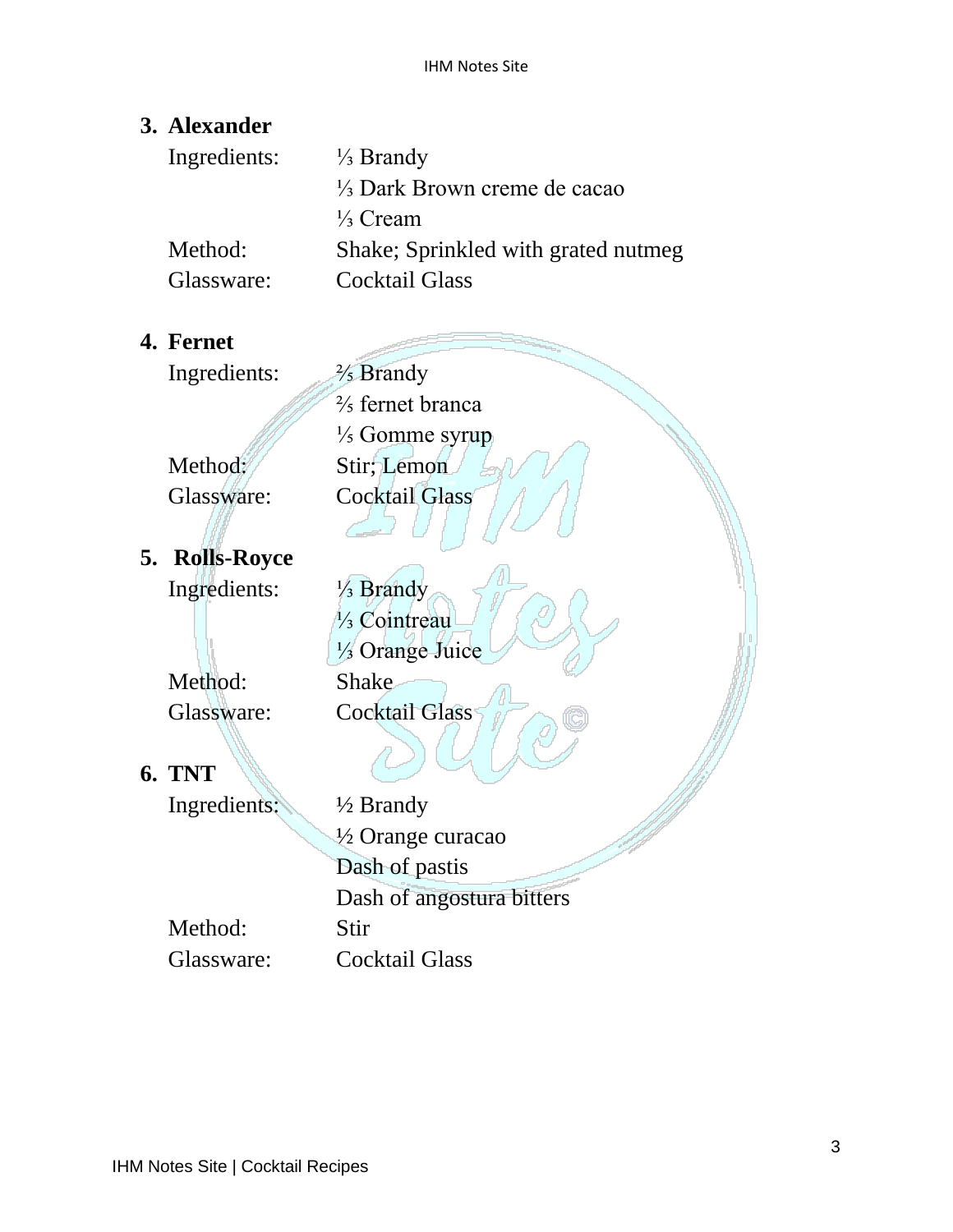### 3. Alexander

| | |
|---|---|
| Ingredients: | ⅓ Brandy |
| | ⅓ Dark Brown creme de cacao |
| | ⅓ Cream |
| Method: | Shake; Sprinkled with grated nutmeg |
| Glassware: | Cocktail Glass |

### 4. Fernet

| | |
|---|---|
| Ingredients: | ⅖ Brandy |
| | ⅖ fernet branca |
| | ⅕ Gomme syrup |
| Method: | Stir; Lemon |
| Glassware: | Cocktail Glass |

### 5. Rolls-Royce

| | |
|---|---|
| Ingredients: | ⅓ Brandy |
| | ⅓ Cointreau |
| | ⅓ Orange Juice |
| Method: | Shake |
| Glassware: | Cocktail Glass |

### 6. TNT

| | |
|---|---|
| Ingredients: | ½ Brandy |
| | ½ Orange curacao |
| | Dash of pastis |
| | Dash of angostura bitters |
| Method: | Stir |
| Glassware: | Cocktail Glass |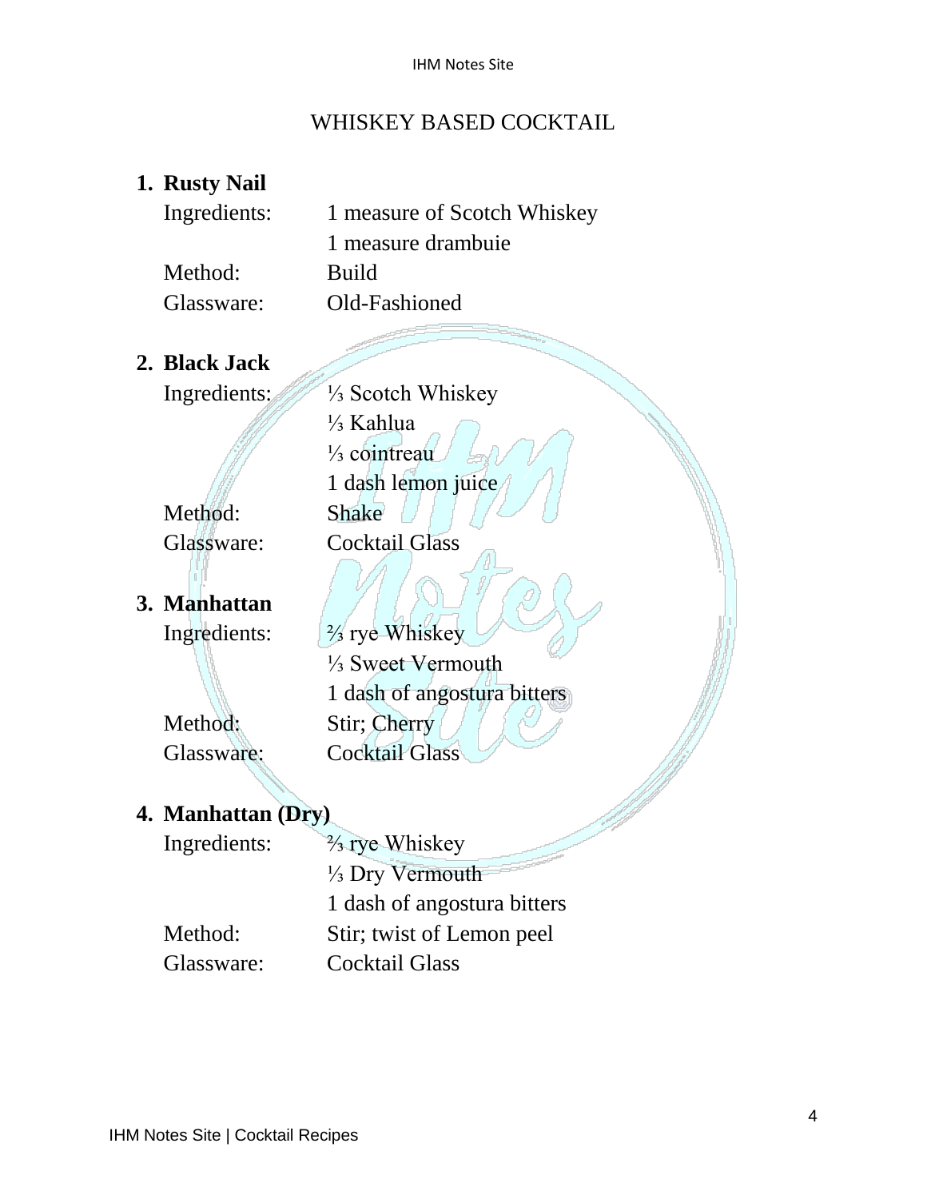## WHISKEY BASED COCKTAIL

1. **Rusty Nail**

| | |
|---|---|
| Ingredients: | 1 measure of Scotch Whiskey |
| | 1 measure drambuie |
| Method: | Build |
| Glassware: | Old-Fashioned |

2. **Black Jack**

| | |
|---|---|
| Ingredients: | ⅓ Scotch Whiskey |
| | ⅓ Kahlua |
| | ⅓ cointreau |
| | 1 dash lemon juice |
| Method: | Shake |
| Glassware: | Cocktail Glass |

3. **Manhattan**

| | |
|---|---|
| Ingredients: | ⅔ rye Whiskey |
| | ⅓ Sweet Vermouth |
| | 1 dash of angostura bitters |
| Method: | Stir; Cherry |
| Glassware: | Cocktail Glass |

4. **Manhattan (Dry)**

| | |
|---|---|
| Ingredients: | ⅔ rye Whiskey |
| | ⅓ Dry Vermouth |
| | 1 dash of angostura bitters |
| Method: | Stir; twist of Lemon peel |
| Glassware: | Cocktail Glass |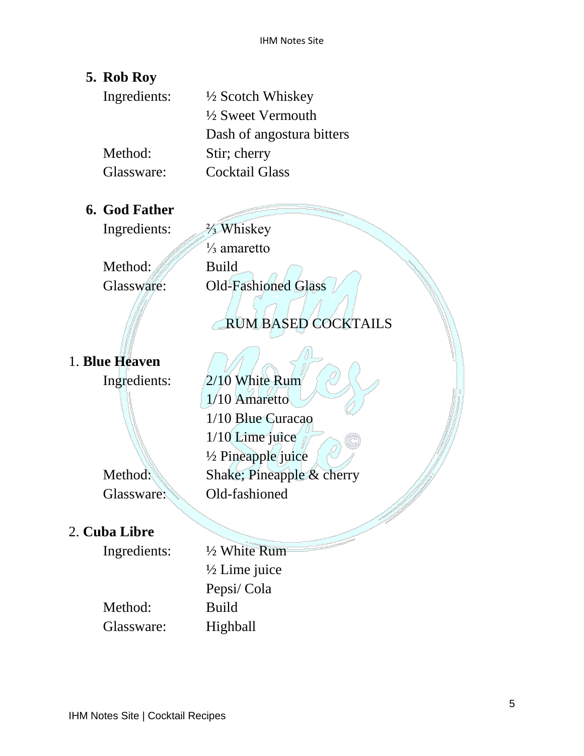### 5. Rob Roy

| | |
|---|---|
| Ingredients: | ½ Scotch Whiskey<br>½ Sweet Vermouth<br>Dash of angostura bitters |
| Method: | Stir; cherry |
| Glassware: | Cocktail Glass |

### 6. God Father

| | |
|---|---|
| Ingredients: | ⅔ Whiskey<br>⅓ amaretto |
| Method: | Build |
| Glassware: | Old-Fashioned Glass |

## RUM BASED COCKTAILS

### 1. Blue Heaven

| | |
|---|---|
| Ingredients: | 2/10 White Rum<br>1/10 Amaretto<br>1/10 Blue Curacao<br>1/10 Lime juice<br>½ Pineapple juice |
| Method: | Shake; Pineapple & cherry |
| Glassware: | Old-fashioned |

### 2. Cuba Libre

| | |
|---|---|
| Ingredients: | ½ White Rum<br>½ Lime juice<br>Pepsi/ Cola |
| Method: | Build |
| Glassware: | Highball |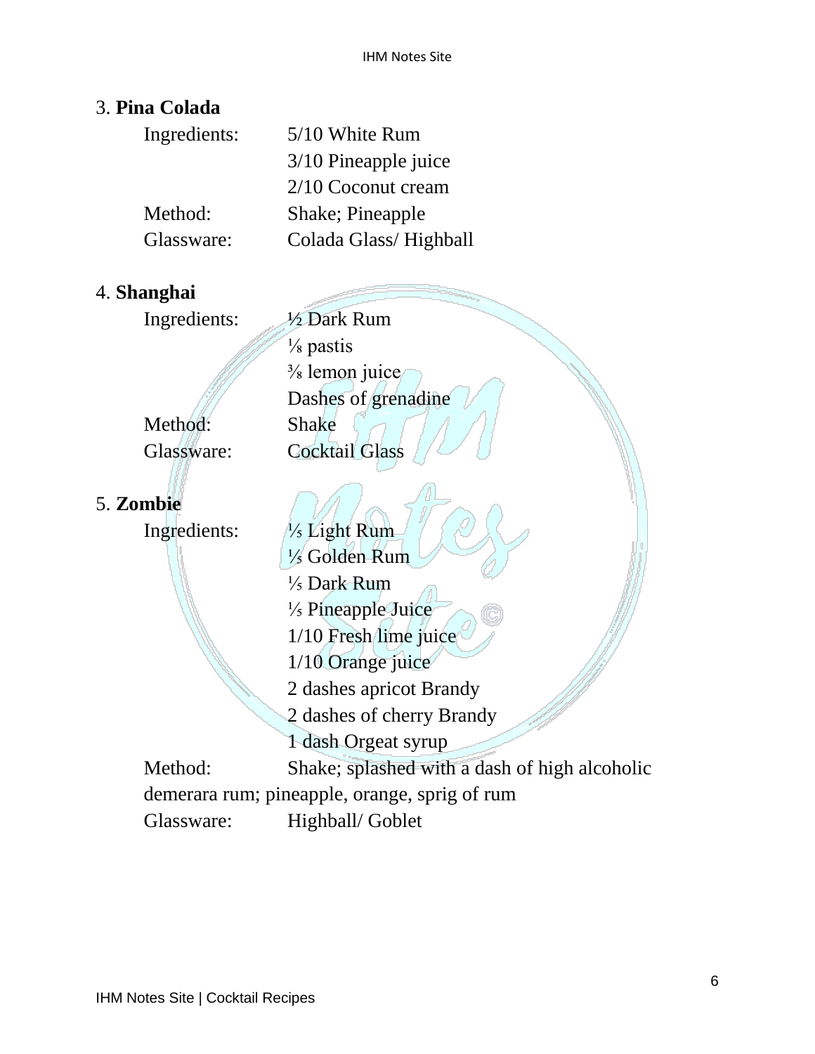3. **Pina Colada**

Ingredients: 5/10 White Rum
3/10 Pineapple juice
2/10 Coconut cream

Method: Shake; Pineapple

Glassware: Colada Glass/ Highball

4. **Shanghai**

Ingredients: ½ Dark Rum
⅛ pastis
⅜ lemon juice
Dashes of grenadine

Method: Shake

Glassware: Cocktail Glass

5. **Zombie**

Ingredients: ⅕ Light Rum
⅕ Golden Rum
⅕ Dark Rum
⅕ Pineapple Juice
1/10 Fresh lime juice
1/10 Orange juice
2 dashes apricot Brandy
2 dashes of cherry Brandy
1 dash Orgeat syrup

Method: Shake; splashed with a dash of high alcoholic demerara rum; pineapple, orange, sprig of rum

Glassware: Highball/ Goblet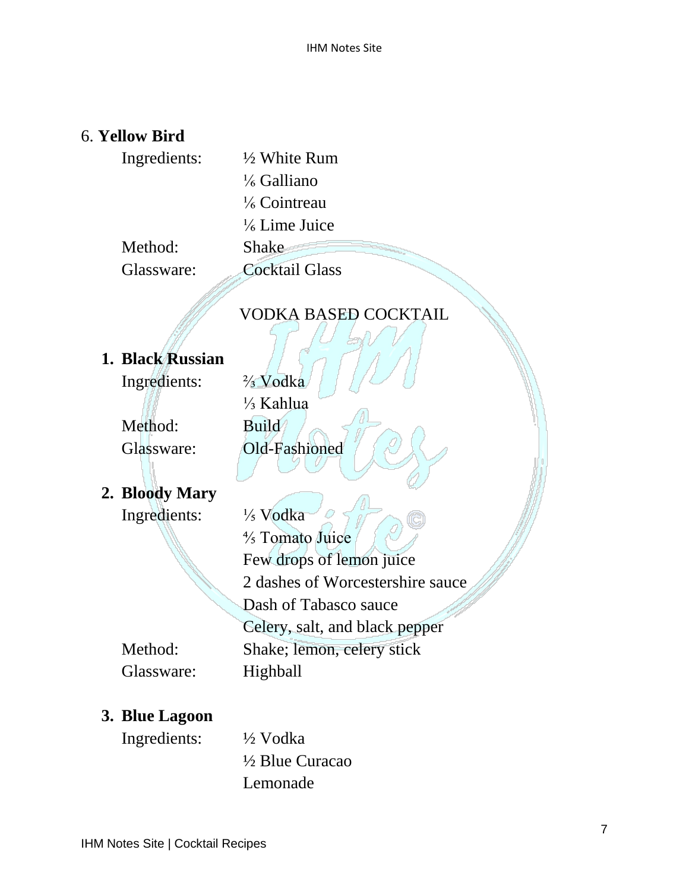6. **Yellow Bird**

| | |
|---|---|
| Ingredients: | ½ White Rum |
| | ⅙ Galliano |
| | ⅙ Cointreau |
| | ⅙ Lime Juice |
| Method: | Shake |
| Glassware: | Cocktail Glass |

## VODKA BASED COCKTAIL

1. **Black Russian**

| | |
|---|---|
| Ingredients: | ⅔ Vodka |
| | ⅓ Kahlua |
| Method: | Build |
| Glassware: | Old-Fashioned |

2. **Bloody Mary**

| | |
|---|---|
| Ingredients: | ⅕ Vodka |
| | ⅘ Tomato Juice |
| | Few drops of lemon juice |
| | 2 dashes of Worcestershire sauce |
| | Dash of Tabasco sauce |
| | Celery, salt, and black pepper |
| Method: | Shake; lemon, celery stick |
| Glassware: | Highball |

3. **Blue Lagoon**

| | |
|---|---|
| Ingredients: | ½ Vodka |
| | ½ Blue Curacao |
| | Lemonade |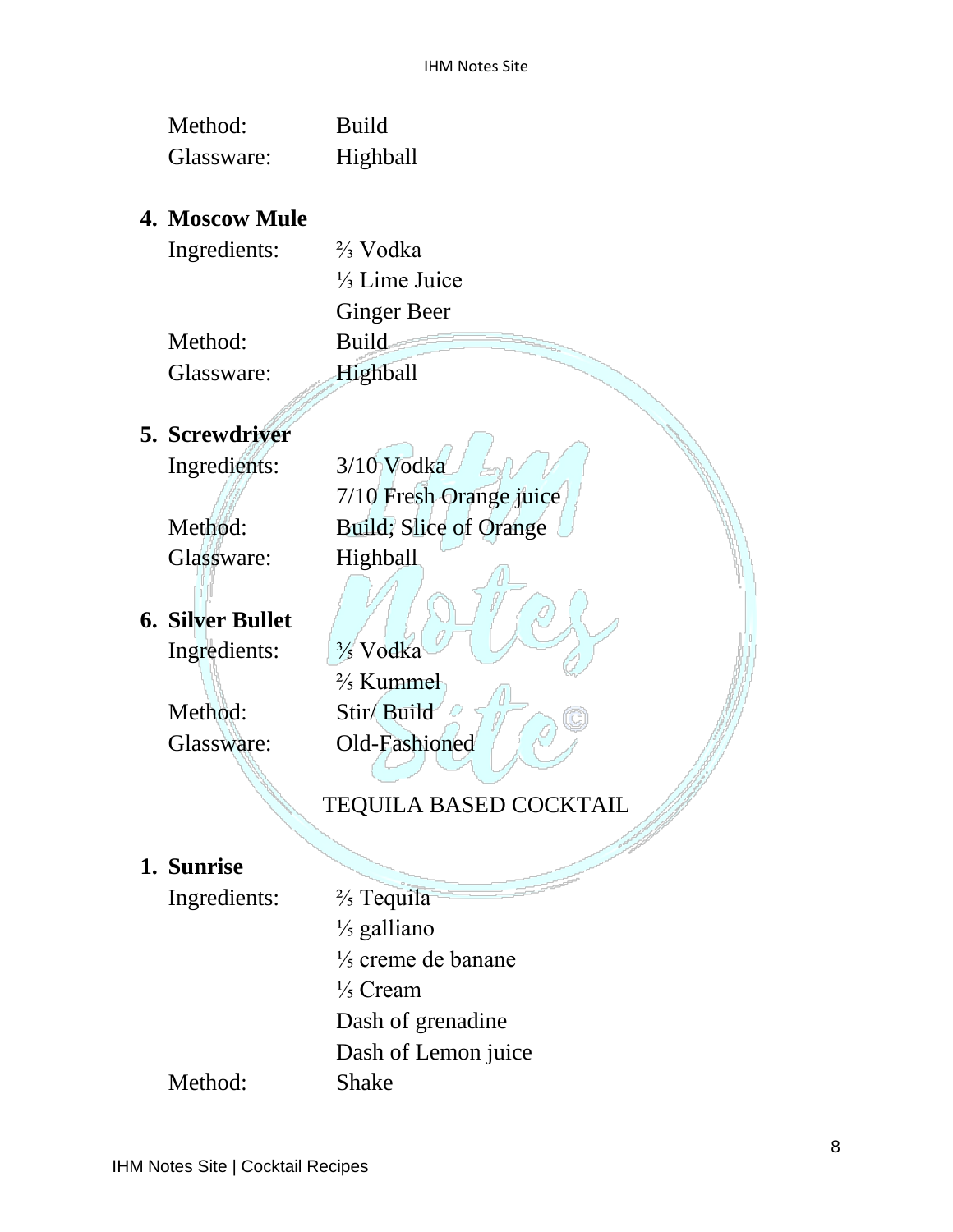Method: Build
Glassware: Highball

4. **Moscow Mule**

Ingredients: ⅔ Vodka
⅓ Lime Juice
Ginger Beer
Method: Build
Glassware: Highball

5. **Screwdriver**

Ingredients: 3/10 Vodka
7/10 Fresh Orange juice
Method: Build; Slice of Orange
Glassware: Highball

6. **Silver Bullet**

Ingredients: ⅗ Vodka
⅖ Kummel
Method: Stir/ Build
Glassware: Old-Fashioned

## TEQUILA BASED COCKTAIL

1. **Sunrise**

Ingredients: ⅖ Tequila
⅕ galliano
⅕ creme de banane
⅕ Cream
Dash of grenadine
Dash of Lemon juice
Method: Shake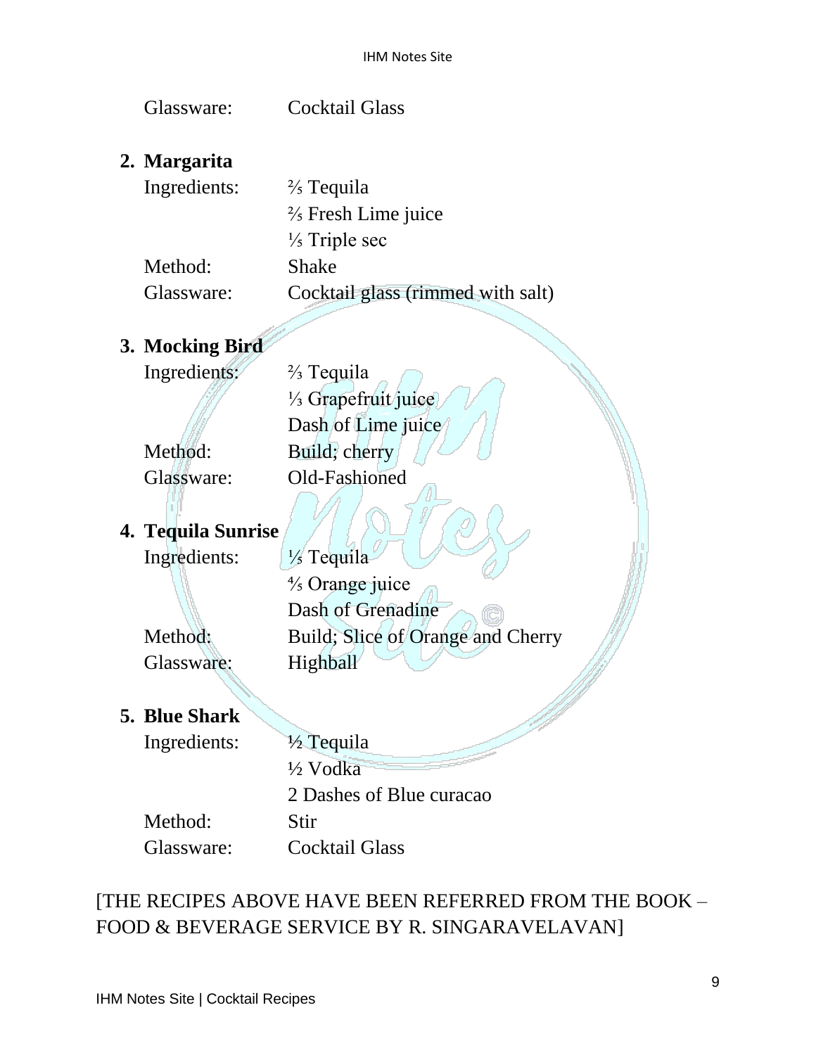Glassware: Cocktail Glass

**2. Margarita**

Ingredients: ⅖ Tequila
⅖ Fresh Lime juice
⅕ Triple sec

Method: Shake

Glassware: Cocktail glass (rimmed with salt)

**3. Mocking Bird**

Ingredients: ⅔ Tequila
⅓ Grapefruit juice
Dash of Lime juice

Method: Build; cherry

Glassware: Old-Fashioned

**4. Tequila Sunrise**

Ingredients: ⅕ Tequila
⅘ Orange juice
Dash of Grenadine

Method: Build; Slice of Orange and Cherry

Glassware: Highball

**5. Blue Shark**

Ingredients: ½ Tequila
½ Vodka
2 Dashes of Blue curacao

Method: Stir

Glassware: Cocktail Glass

[THE RECIPES ABOVE HAVE BEEN REFERRED FROM THE BOOK – FOOD & BEVERAGE SERVICE BY R. SINGARAVELAVAN]